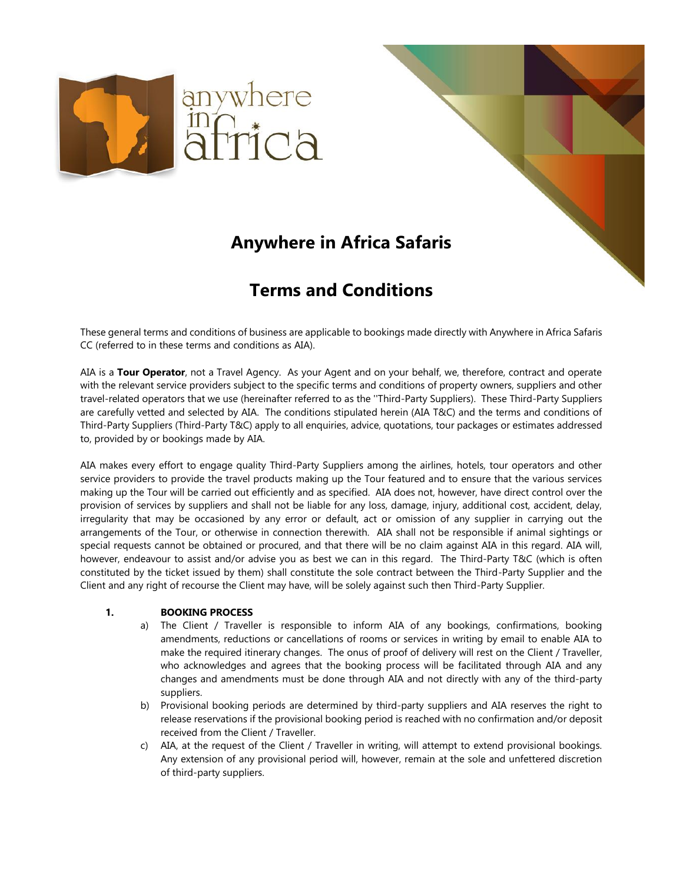# Anywhere in Africa Safaris

# Terms and Conditions

These general terms and conditions of business are applicable to bookings made directly with Anywhere in Africa Safaris CC (referred to in these terms and conditions as AIA).

AIA is a **Tour Operator**, not a Travel Agency. As your Agent and on your behalf, we, therefore, contract and operate with the relevant service providers subject to the specific terms and conditions of property owners, suppliers and other travel-related operators that we use (hereinafter referred to as the ''Third-Party Suppliers). These Third-Party Suppliers are carefully vetted and selected by AIA. The conditions stipulated herein (AIA T&C) and the terms and conditions of Third-Party Suppliers (Third-Party T&C) apply to all enquiries, advice, quotations, tour packages or estimates addressed to, provided by or bookings made by AIA.

AIA makes every effort to engage quality Third-Party Suppliers among the airlines, hotels, tour operators and other service providers to provide the travel products making up the Tour featured and to ensure that the various services making up the Tour will be carried out efficiently and as specified. AIA does not, however, have direct control over the provision of services by suppliers and shall not be liable for any loss, damage, injury, additional cost, accident, delay, irregularity that may be occasioned by any error or default, act or omission of any supplier in carrying out the arrangements of the Tour, or otherwise in connection therewith. AIA shall not be responsible if animal sightings or special requests cannot be obtained or procured, and that there will be no claim against AIA in this regard. AIA will, however, endeavour to assist and/or advise you as best we can in this regard. The Third-Party T&C (which is often constituted by the ticket issued by them) shall constitute the sole contract between the Third-Party Supplier and the Client and any right of recourse the Client may have, will be solely against such then Third-Party Supplier.

**1. BOOKING PROCESS**

a) The Client / Traveller is responsible to inform AIA of any bookings, confirmations, booking amendments, reductions or cancellations of rooms or services in writing by email to enable AIA to make the required itinerary changes. The onus of proof of delivery will rest on the Client / Traveller, who acknowledges and agrees that the booking process will be facilitated through AIA and any changes and amendments must be done through AIA and not directly with any of the third-party suppliers.

b) Provisional booking periods are determined by third-party suppliers and AIA reserves the right to release reservations if the provisional booking period is reached with no confirmation and/or deposit received from the Client / Traveller.

c) AIA, at the request of the Client / Traveller in writing, will attempt to extend provisional bookings. Any extension of any provisional period will, however, remain at the sole and unfettered discretion of third-party suppliers.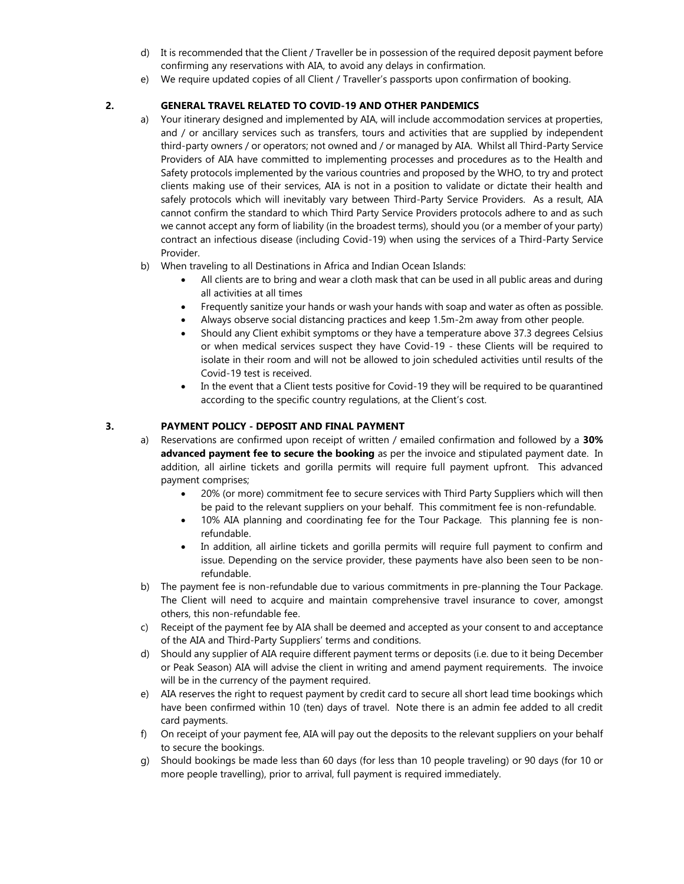d) It is recommended that the Client / Traveller be in possession of the required deposit payment before confirming any reservations with AIA, to avoid any delays in confirmation.

e) We require updated copies of all Client / Traveller's passports upon confirmation of booking.

## 2. GENERAL TRAVEL RELATED TO COVID-19 AND OTHER PANDEMICS

a) Your itinerary designed and implemented by AIA, will include accommodation services at properties, and / or ancillary services such as transfers, tours and activities that are supplied by independent third-party owners / or operators; not owned and / or managed by AIA. Whilst all Third-Party Service Providers of AIA have committed to implementing processes and procedures as to the Health and Safety protocols implemented by the various countries and proposed by the WHO, to try and protect clients making use of their services, AIA is not in a position to validate or dictate their health and safely protocols which will inevitably vary between Third-Party Service Providers. As a result, AIA cannot confirm the standard to which Third Party Service Providers protocols adhere to and as such we cannot accept any form of liability (in the broadest terms), should you (or a member of your party) contract an infectious disease (including Covid-19) when using the services of a Third-Party Service Provider.

b) When traveling to all Destinations in Africa and Indian Ocean Islands:

- All clients are to bring and wear a cloth mask that can be used in all public areas and during all activities at all times
- Frequently sanitize your hands or wash your hands with soap and water as often as possible.
- Always observe social distancing practices and keep 1.5m-2m away from other people.
- Should any Client exhibit symptoms or they have a temperature above 37.3 degrees Celsius or when medical services suspect they have Covid-19 - these Clients will be required to isolate in their room and will not be allowed to join scheduled activities until results of the Covid-19 test is received.
- In the event that a Client tests positive for Covid-19 they will be required to be quarantined according to the specific country regulations, at the Client's cost.

## 3. PAYMENT POLICY - DEPOSIT AND FINAL PAYMENT

a) Reservations are confirmed upon receipt of written / emailed confirmation and followed by a **30% advanced payment fee to secure the booking** as per the invoice and stipulated payment date. In addition, all airline tickets and gorilla permits will require full payment upfront. This advanced payment comprises;

- 20% (or more) commitment fee to secure services with Third Party Suppliers which will then be paid to the relevant suppliers on your behalf. This commitment fee is non-refundable.
- 10% AIA planning and coordinating fee for the Tour Package. This planning fee is non-refundable.
- In addition, all airline tickets and gorilla permits will require full payment to confirm and issue. Depending on the service provider, these payments have also been seen to be non-refundable.

b) The payment fee is non-refundable due to various commitments in pre-planning the Tour Package. The Client will need to acquire and maintain comprehensive travel insurance to cover, amongst others, this non-refundable fee.

c) Receipt of the payment fee by AIA shall be deemed and accepted as your consent to and acceptance of the AIA and Third-Party Suppliers' terms and conditions.

d) Should any supplier of AIA require different payment terms or deposits (i.e. due to it being December or Peak Season) AIA will advise the client in writing and amend payment requirements. The invoice will be in the currency of the payment required.

e) AIA reserves the right to request payment by credit card to secure all short lead time bookings which have been confirmed within 10 (ten) days of travel. Note there is an admin fee added to all credit card payments.

f) On receipt of your payment fee, AIA will pay out the deposits to the relevant suppliers on your behalf to secure the bookings.

g) Should bookings be made less than 60 days (for less than 10 people traveling) or 90 days (for 10 or more people travelling), prior to arrival, full payment is required immediately.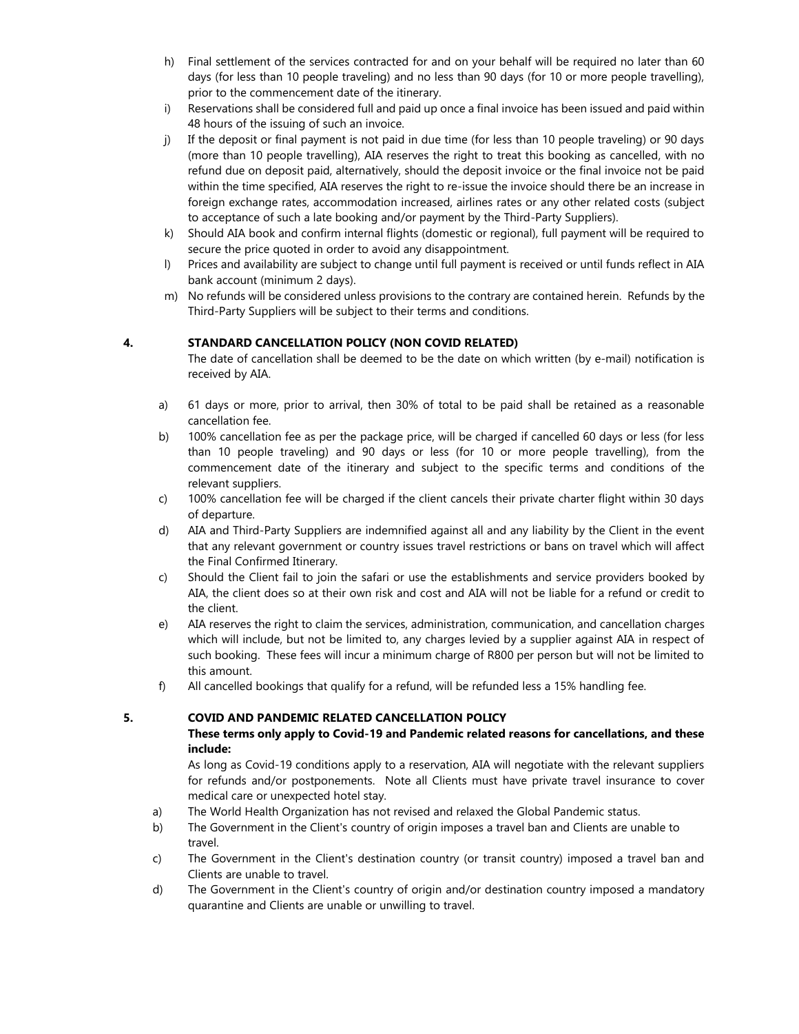h) Final settlement of the services contracted for and on your behalf will be required no later than 60 days (for less than 10 people traveling) and no less than 90 days (for 10 or more people travelling), prior to the commencement date of the itinerary.

i) Reservations shall be considered full and paid up once a final invoice has been issued and paid within 48 hours of the issuing of such an invoice.

j) If the deposit or final payment is not paid in due time (for less than 10 people traveling) or 90 days (more than 10 people travelling), AIA reserves the right to treat this booking as cancelled, with no refund due on deposit paid, alternatively, should the deposit invoice or the final invoice not be paid within the time specified, AIA reserves the right to re-issue the invoice should there be an increase in foreign exchange rates, accommodation increased, airlines rates or any other related costs (subject to acceptance of such a late booking and/or payment by the Third-Party Suppliers).

k) Should AIA book and confirm internal flights (domestic or regional), full payment will be required to secure the price quoted in order to avoid any disappointment.

l) Prices and availability are subject to change until full payment is received or until funds reflect in AIA bank account (minimum 2 days).

m) No refunds will be considered unless provisions to the contrary are contained herein. Refunds by the Third-Party Suppliers will be subject to their terms and conditions.

## 4. STANDARD CANCELLATION POLICY (NON COVID RELATED)

The date of cancellation shall be deemed to be the date on which written (by e-mail) notification is received by AIA.

a) 61 days or more, prior to arrival, then 30% of total to be paid shall be retained as a reasonable cancellation fee.

b) 100% cancellation fee as per the package price, will be charged if cancelled 60 days or less (for less than 10 people traveling) and 90 days or less (for 10 or more people travelling), from the commencement date of the itinerary and subject to the specific terms and conditions of the relevant suppliers.

c) 100% cancellation fee will be charged if the client cancels their private charter flight within 30 days of departure.

d) AIA and Third-Party Suppliers are indemnified against all and any liability by the Client in the event that any relevant government or country issues travel restrictions or bans on travel which will affect the Final Confirmed Itinerary.

c) Should the Client fail to join the safari or use the establishments and service providers booked by AIA, the client does so at their own risk and cost and AIA will not be liable for a refund or credit to the client.

e) AIA reserves the right to claim the services, administration, communication, and cancellation charges which will include, but not be limited to, any charges levied by a supplier against AIA in respect of such booking. These fees will incur a minimum charge of R800 per person but will not be limited to this amount.

f) All cancelled bookings that qualify for a refund, will be refunded less a 15% handling fee.

## 5. COVID AND PANDEMIC RELATED CANCELLATION POLICY

**These terms only apply to Covid-19 and Pandemic related reasons for cancellations, and these include:**

As long as Covid-19 conditions apply to a reservation, AIA will negotiate with the relevant suppliers for refunds and/or postponements. Note all Clients must have private travel insurance to cover medical care or unexpected hotel stay.

a) The World Health Organization has not revised and relaxed the Global Pandemic status.

b) The Government in the Client's country of origin imposes a travel ban and Clients are unable to travel.

c) The Government in the Client's destination country (or transit country) imposed a travel ban and Clients are unable to travel.

d) The Government in the Client's country of origin and/or destination country imposed a mandatory quarantine and Clients are unable or unwilling to travel.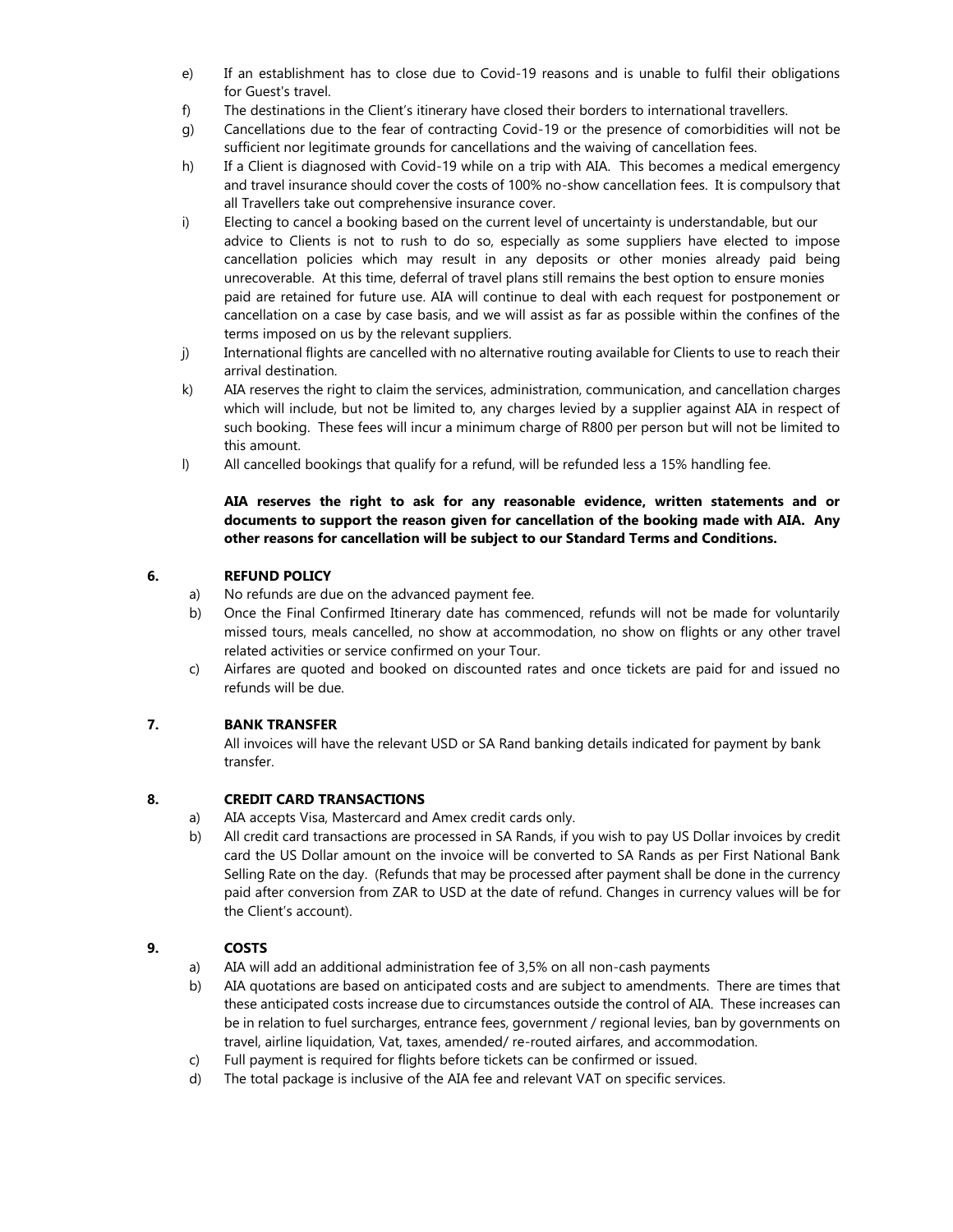e) If an establishment has to close due to Covid-19 reasons and is unable to fulfil their obligations for Guest's travel.

f) The destinations in the Client's itinerary have closed their borders to international travellers.

g) Cancellations due to the fear of contracting Covid-19 or the presence of comorbidities will not be sufficient nor legitimate grounds for cancellations and the waiving of cancellation fees.

h) If a Client is diagnosed with Covid-19 while on a trip with AIA. This becomes a medical emergency and travel insurance should cover the costs of 100% no-show cancellation fees. It is compulsory that all Travellers take out comprehensive insurance cover.

i) Electing to cancel a booking based on the current level of uncertainty is understandable, but our advice to Clients is not to rush to do so, especially as some suppliers have elected to impose cancellation policies which may result in any deposits or other monies already paid being unrecoverable. At this time, deferral of travel plans still remains the best option to ensure monies paid are retained for future use. AIA will continue to deal with each request for postponement or cancellation on a case by case basis, and we will assist as far as possible within the confines of the terms imposed on us by the relevant suppliers.

j) International flights are cancelled with no alternative routing available for Clients to use to reach their arrival destination.

k) AIA reserves the right to claim the services, administration, communication, and cancellation charges which will include, but not be limited to, any charges levied by a supplier against AIA in respect of such booking. These fees will incur a minimum charge of R800 per person but will not be limited to this amount.

l) All cancelled bookings that qualify for a refund, will be refunded less a 15% handling fee.

**AIA reserves the right to ask for any reasonable evidence, written statements and or documents to support the reason given for cancellation of the booking made with AIA. Any other reasons for cancellation will be subject to our Standard Terms and Conditions.**

## 6. REFUND POLICY

a) No refunds are due on the advanced payment fee.

b) Once the Final Confirmed Itinerary date has commenced, refunds will not be made for voluntarily missed tours, meals cancelled, no show at accommodation, no show on flights or any other travel related activities or service confirmed on your Tour.

c) Airfares are quoted and booked on discounted rates and once tickets are paid for and issued no refunds will be due.

## 7. BANK TRANSFER

All invoices will have the relevant USD or SA Rand banking details indicated for payment by bank transfer.

## 8. CREDIT CARD TRANSACTIONS

a) AIA accepts Visa, Mastercard and Amex credit cards only.

b) All credit card transactions are processed in SA Rands, if you wish to pay US Dollar invoices by credit card the US Dollar amount on the invoice will be converted to SA Rands as per First National Bank Selling Rate on the day. (Refunds that may be processed after payment shall be done in the currency paid after conversion from ZAR to USD at the date of refund. Changes in currency values will be for the Client's account).

## 9. COSTS

a) AIA will add an additional administration fee of 3,5% on all non-cash payments

b) AIA quotations are based on anticipated costs and are subject to amendments. There are times that these anticipated costs increase due to circumstances outside the control of AIA. These increases can be in relation to fuel surcharges, entrance fees, government / regional levies, ban by governments on travel, airline liquidation, Vat, taxes, amended/ re-routed airfares, and accommodation.

c) Full payment is required for flights before tickets can be confirmed or issued.

d) The total package is inclusive of the AIA fee and relevant VAT on specific services.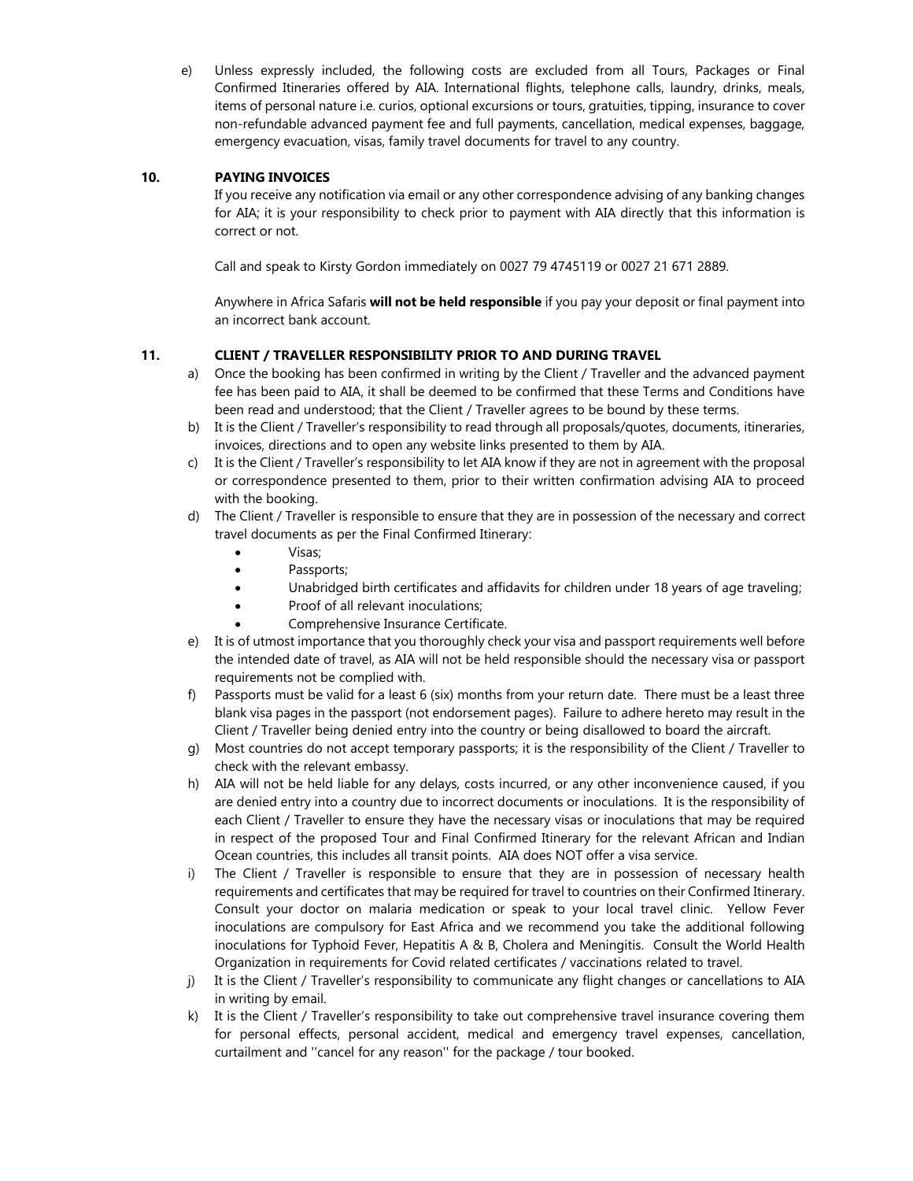e) Unless expressly included, the following costs are excluded from all Tours, Packages or Final Confirmed Itineraries offered by AIA. International flights, telephone calls, laundry, drinks, meals, items of personal nature i.e. curios, optional excursions or tours, gratuities, tipping, insurance to cover non-refundable advanced payment fee and full payments, cancellation, medical expenses, baggage, emergency evacuation, visas, family travel documents for travel to any country.

## 10. PAYING INVOICES

If you receive any notification via email or any other correspondence advising of any banking changes for AIA; it is your responsibility to check prior to payment with AIA directly that this information is correct or not.

Call and speak to Kirsty Gordon immediately on 0027 79 4745119 or 0027 21 671 2889.

Anywhere in Africa Safaris **will not be held responsible** if you pay your deposit or final payment into an incorrect bank account.

## 11. CLIENT / TRAVELLER RESPONSIBILITY PRIOR TO AND DURING TRAVEL

a) Once the booking has been confirmed in writing by the Client / Traveller and the advanced payment fee has been paid to AIA, it shall be deemed to be confirmed that these Terms and Conditions have been read and understood; that the Client / Traveller agrees to be bound by these terms.

b) It is the Client / Traveller's responsibility to read through all proposals/quotes, documents, itineraries, invoices, directions and to open any website links presented to them by AIA.

c) It is the Client / Traveller's responsibility to let AIA know if they are not in agreement with the proposal or correspondence presented to them, prior to their written confirmation advising AIA to proceed with the booking.

d) The Client / Traveller is responsible to ensure that they are in possession of the necessary and correct travel documents as per the Final Confirmed Itinerary:
   - Visas;
   - Passports;
   - Unabridged birth certificates and affidavits for children under 18 years of age traveling;
   - Proof of all relevant inoculations;
   - Comprehensive Insurance Certificate.

e) It is of utmost importance that you thoroughly check your visa and passport requirements well before the intended date of travel, as AIA will not be held responsible should the necessary visa or passport requirements not be complied with.

f) Passports must be valid for a least 6 (six) months from your return date. There must be a least three blank visa pages in the passport (not endorsement pages). Failure to adhere hereto may result in the Client / Traveller being denied entry into the country or being disallowed to board the aircraft.

g) Most countries do not accept temporary passports; it is the responsibility of the Client / Traveller to check with the relevant embassy.

h) AIA will not be held liable for any delays, costs incurred, or any other inconvenience caused, if you are denied entry into a country due to incorrect documents or inoculations. It is the responsibility of each Client / Traveller to ensure they have the necessary visas or inoculations that may be required in respect of the proposed Tour and Final Confirmed Itinerary for the relevant African and Indian Ocean countries, this includes all transit points. AIA does NOT offer a visa service.

i) The Client / Traveller is responsible to ensure that they are in possession of necessary health requirements and certificates that may be required for travel to countries on their Confirmed Itinerary. Consult your doctor on malaria medication or speak to your local travel clinic. Yellow Fever inoculations are compulsory for East Africa and we recommend you take the additional following inoculations for Typhoid Fever, Hepatitis A & B, Cholera and Meningitis. Consult the World Health Organization in requirements for Covid related certificates / vaccinations related to travel.

j) It is the Client / Traveller's responsibility to communicate any flight changes or cancellations to AIA in writing by email.

k) It is the Client / Traveller's responsibility to take out comprehensive travel insurance covering them for personal effects, personal accident, medical and emergency travel expenses, cancellation, curtailment and ''cancel for any reason'' for the package / tour booked.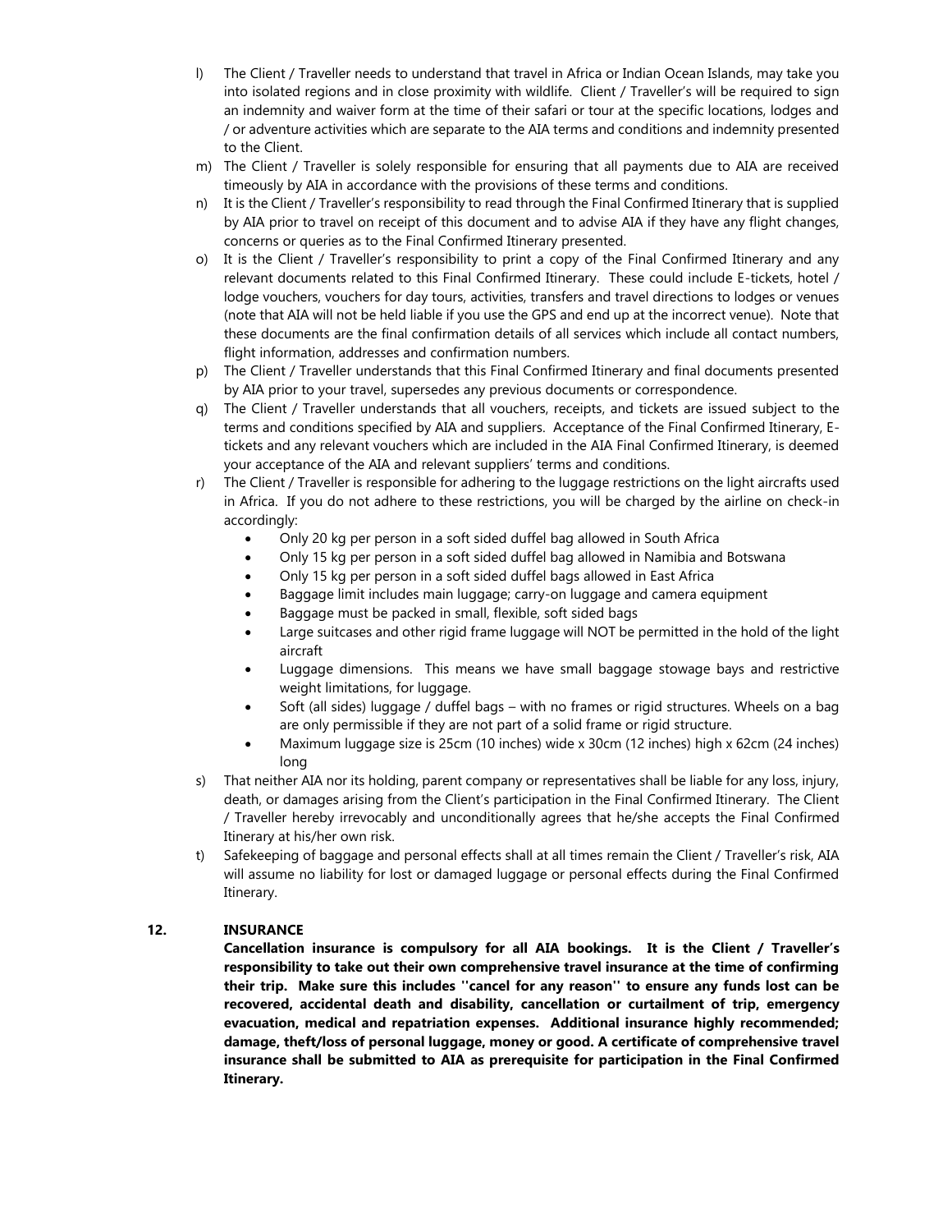l) The Client / Traveller needs to understand that travel in Africa or Indian Ocean Islands, may take you into isolated regions and in close proximity with wildlife. Client / Traveller's will be required to sign an indemnity and waiver form at the time of their safari or tour at the specific locations, lodges and / or adventure activities which are separate to the AIA terms and conditions and indemnity presented to the Client.

m) The Client / Traveller is solely responsible for ensuring that all payments due to AIA are received timeously by AIA in accordance with the provisions of these terms and conditions.

n) It is the Client / Traveller's responsibility to read through the Final Confirmed Itinerary that is supplied by AIA prior to travel on receipt of this document and to advise AIA if they have any flight changes, concerns or queries as to the Final Confirmed Itinerary presented.

o) It is the Client / Traveller's responsibility to print a copy of the Final Confirmed Itinerary and any relevant documents related to this Final Confirmed Itinerary. These could include E-tickets, hotel / lodge vouchers, vouchers for day tours, activities, transfers and travel directions to lodges or venues (note that AIA will not be held liable if you use the GPS and end up at the incorrect venue). Note that these documents are the final confirmation details of all services which include all contact numbers, flight information, addresses and confirmation numbers.

p) The Client / Traveller understands that this Final Confirmed Itinerary and final documents presented by AIA prior to your travel, supersedes any previous documents or correspondence.

q) The Client / Traveller understands that all vouchers, receipts, and tickets are issued subject to the terms and conditions specified by AIA and suppliers. Acceptance of the Final Confirmed Itinerary, E-tickets and any relevant vouchers which are included in the AIA Final Confirmed Itinerary, is deemed your acceptance of the AIA and relevant suppliers' terms and conditions.

r) The Client / Traveller is responsible for adhering to the luggage restrictions on the light aircrafts used in Africa. If you do not adhere to these restrictions, you will be charged by the airline on check-in accordingly:
   - Only 20 kg per person in a soft sided duffel bag allowed in South Africa
   - Only 15 kg per person in a soft sided duffel bag allowed in Namibia and Botswana
   - Only 15 kg per person in a soft sided duffel bags allowed in East Africa
   - Baggage limit includes main luggage; carry-on luggage and camera equipment
   - Baggage must be packed in small, flexible, soft sided bags
   - Large suitcases and other rigid frame luggage will NOT be permitted in the hold of the light aircraft
   - Luggage dimensions. This means we have small baggage stowage bays and restrictive weight limitations, for luggage.
   - Soft (all sides) luggage / duffel bags – with no frames or rigid structures. Wheels on a bag are only permissible if they are not part of a solid frame or rigid structure.
   - Maximum luggage size is 25cm (10 inches) wide x 30cm (12 inches) high x 62cm (24 inches) long

s) That neither AIA nor its holding, parent company or representatives shall be liable for any loss, injury, death, or damages arising from the Client's participation in the Final Confirmed Itinerary. The Client / Traveller hereby irrevocably and unconditionally agrees that he/she accepts the Final Confirmed Itinerary at his/her own risk.

t) Safekeeping of baggage and personal effects shall at all times remain the Client / Traveller's risk, AIA will assume no liability for lost or damaged luggage or personal effects during the Final Confirmed Itinerary.

## 12. INSURANCE

**Cancellation insurance is compulsory for all AIA bookings. It is the Client / Traveller's responsibility to take out their own comprehensive travel insurance at the time of confirming their trip. Make sure this includes ''cancel for any reason'' to ensure any funds lost can be recovered, accidental death and disability, cancellation or curtailment of trip, emergency evacuation, medical and repatriation expenses. Additional insurance highly recommended; damage, theft/loss of personal luggage, money or good. A certificate of comprehensive travel insurance shall be submitted to AIA as prerequisite for participation in the Final Confirmed Itinerary.**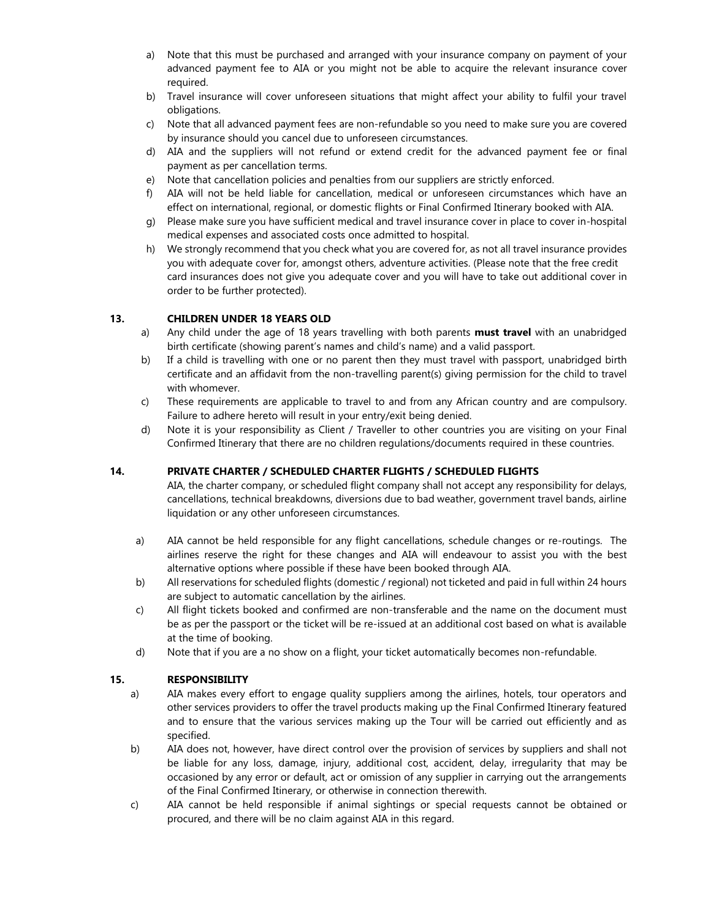a) Note that this must be purchased and arranged with your insurance company on payment of your advanced payment fee to AIA or you might not be able to acquire the relevant insurance cover required.
b) Travel insurance will cover unforeseen situations that might affect your ability to fulfil your travel obligations.
c) Note that all advanced payment fees are non-refundable so you need to make sure you are covered by insurance should you cancel due to unforeseen circumstances.
d) AIA and the suppliers will not refund or extend credit for the advanced payment fee or final payment as per cancellation terms.
e) Note that cancellation policies and penalties from our suppliers are strictly enforced.
f) AIA will not be held liable for cancellation, medical or unforeseen circumstances which have an effect on international, regional, or domestic flights or Final Confirmed Itinerary booked with AIA.
g) Please make sure you have sufficient medical and travel insurance cover in place to cover in-hospital medical expenses and associated costs once admitted to hospital.
h) We strongly recommend that you check what you are covered for, as not all travel insurance provides you with adequate cover for, amongst others, adventure activities. (Please note that the free credit card insurances does not give you adequate cover and you will have to take out additional cover in order to be further protected).

## 13. CHILDREN UNDER 18 YEARS OLD

a) Any child under the age of 18 years travelling with both parents **must travel** with an unabridged birth certificate (showing parent's names and child's name) and a valid passport.
b) If a child is travelling with one or no parent then they must travel with passport, unabridged birth certificate and an affidavit from the non-travelling parent(s) giving permission for the child to travel with whomever.
c) These requirements are applicable to travel to and from any African country and are compulsory. Failure to adhere hereto will result in your entry/exit being denied.
d) Note it is your responsibility as Client / Traveller to other countries you are visiting on your Final Confirmed Itinerary that there are no children regulations/documents required in these countries.

## 14. PRIVATE CHARTER / SCHEDULED CHARTER FLIGHTS / SCHEDULED FLIGHTS

AIA, the charter company, or scheduled flight company shall not accept any responsibility for delays, cancellations, technical breakdowns, diversions due to bad weather, government travel bands, airline liquidation or any other unforeseen circumstances.

a) AIA cannot be held responsible for any flight cancellations, schedule changes or re-routings. The airlines reserve the right for these changes and AIA will endeavour to assist you with the best alternative options where possible if these have been booked through AIA.
b) All reservations for scheduled flights (domestic / regional) not ticketed and paid in full within 24 hours are subject to automatic cancellation by the airlines.
c) All flight tickets booked and confirmed are non-transferable and the name on the document must be as per the passport or the ticket will be re-issued at an additional cost based on what is available at the time of booking.
d) Note that if you are a no show on a flight, your ticket automatically becomes non-refundable.

## 15. RESPONSIBILITY

a) AIA makes every effort to engage quality suppliers among the airlines, hotels, tour operators and other services providers to offer the travel products making up the Final Confirmed Itinerary featured and to ensure that the various services making up the Tour will be carried out efficiently and as specified.
b) AIA does not, however, have direct control over the provision of services by suppliers and shall not be liable for any loss, damage, injury, additional cost, accident, delay, irregularity that may be occasioned by any error or default, act or omission of any supplier in carrying out the arrangements of the Final Confirmed Itinerary, or otherwise in connection therewith.
c) AIA cannot be held responsible if animal sightings or special requests cannot be obtained or procured, and there will be no claim against AIA in this regard.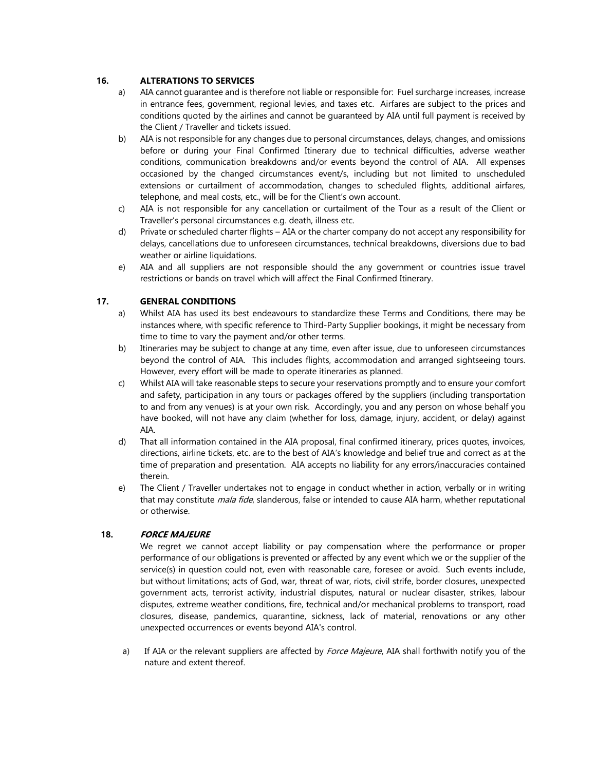## 16. ALTERATIONS TO SERVICES

a) AIA cannot guarantee and is therefore not liable or responsible for: Fuel surcharge increases, increase in entrance fees, government, regional levies, and taxes etc. Airfares are subject to the prices and conditions quoted by the airlines and cannot be guaranteed by AIA until full payment is received by the Client / Traveller and tickets issued.

b) AIA is not responsible for any changes due to personal circumstances, delays, changes, and omissions before or during your Final Confirmed Itinerary due to technical difficulties, adverse weather conditions, communication breakdowns and/or events beyond the control of AIA. All expenses occasioned by the changed circumstances event/s, including but not limited to unscheduled extensions or curtailment of accommodation, changes to scheduled flights, additional airfares, telephone, and meal costs, etc., will be for the Client's own account.

c) AIA is not responsible for any cancellation or curtailment of the Tour as a result of the Client or Traveller's personal circumstances e.g. death, illness etc.

d) Private or scheduled charter flights – AIA or the charter company do not accept any responsibility for delays, cancellations due to unforeseen circumstances, technical breakdowns, diversions due to bad weather or airline liquidations.

e) AIA and all suppliers are not responsible should the any government or countries issue travel restrictions or bands on travel which will affect the Final Confirmed Itinerary.

## 17. GENERAL CONDITIONS

a) Whilst AIA has used its best endeavours to standardize these Terms and Conditions, there may be instances where, with specific reference to Third-Party Supplier bookings, it might be necessary from time to time to vary the payment and/or other terms.

b) Itineraries may be subject to change at any time, even after issue, due to unforeseen circumstances beyond the control of AIA. This includes flights, accommodation and arranged sightseeing tours. However, every effort will be made to operate itineraries as planned.

c) Whilst AIA will take reasonable steps to secure your reservations promptly and to ensure your comfort and safety, participation in any tours or packages offered by the suppliers (including transportation to and from any venues) is at your own risk. Accordingly, you and any person on whose behalf you have booked, will not have any claim (whether for loss, damage, injury, accident, or delay) against AIA.

d) That all information contained in the AIA proposal, final confirmed itinerary, prices quotes, invoices, directions, airline tickets, etc. are to the best of AIA's knowledge and belief true and correct as at the time of preparation and presentation. AIA accepts no liability for any errors/inaccuracies contained therein.

e) The Client / Traveller undertakes not to engage in conduct whether in action, verbally or in writing that may constitute *mala fide*, slanderous, false or intended to cause AIA harm, whether reputational or otherwise.

## 18. *FORCE MAJEURE*

We regret we cannot accept liability or pay compensation where the performance or proper performance of our obligations is prevented or affected by any event which we or the supplier of the service(s) in question could not, even with reasonable care, foresee or avoid. Such events include, but without limitations; acts of God, war, threat of war, riots, civil strife, border closures, unexpected government acts, terrorist activity, industrial disputes, natural or nuclear disaster, strikes, labour disputes, extreme weather conditions, fire, technical and/or mechanical problems to transport, road closures, disease, pandemics, quarantine, sickness, lack of material, renovations or any other unexpected occurrences or events beyond AIA's control.

a) If AIA or the relevant suppliers are affected by *Force Majeure*, AIA shall forthwith notify you of the nature and extent thereof.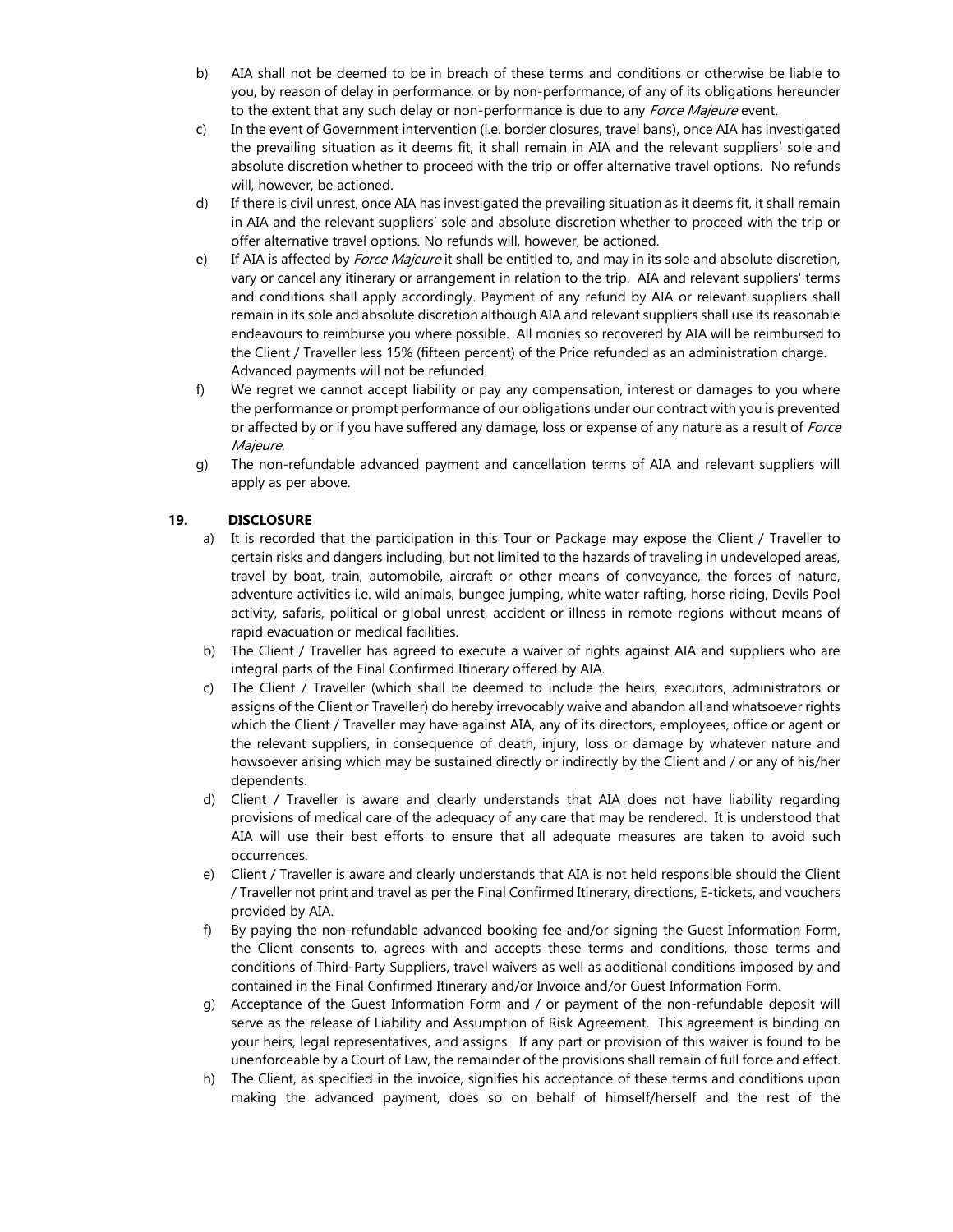b) AIA shall not be deemed to be in breach of these terms and conditions or otherwise be liable to you, by reason of delay in performance, or by non-performance, of any of its obligations hereunder to the extent that any such delay or non-performance is due to any *Force Majeure* event.

c) In the event of Government intervention (i.e. border closures, travel bans), once AIA has investigated the prevailing situation as it deems fit, it shall remain in AIA and the relevant suppliers' sole and absolute discretion whether to proceed with the trip or offer alternative travel options. No refunds will, however, be actioned.

d) If there is civil unrest, once AIA has investigated the prevailing situation as it deems fit, it shall remain in AIA and the relevant suppliers' sole and absolute discretion whether to proceed with the trip or offer alternative travel options. No refunds will, however, be actioned.

e) If AIA is affected by *Force Majeure* it shall be entitled to, and may in its sole and absolute discretion, vary or cancel any itinerary or arrangement in relation to the trip. AIA and relevant suppliers' terms and conditions shall apply accordingly. Payment of any refund by AIA or relevant suppliers shall remain in its sole and absolute discretion although AIA and relevant suppliers shall use its reasonable endeavours to reimburse you where possible. All monies so recovered by AIA will be reimbursed to the Client / Traveller less 15% (fifteen percent) of the Price refunded as an administration charge. Advanced payments will not be refunded.

f) We regret we cannot accept liability or pay any compensation, interest or damages to you where the performance or prompt performance of our obligations under our contract with you is prevented or affected by or if you have suffered any damage, loss or expense of any nature as a result of *Force Majeure*.

g) The non-refundable advanced payment and cancellation terms of AIA and relevant suppliers will apply as per above.

## 19. DISCLOSURE

a) It is recorded that the participation in this Tour or Package may expose the Client / Traveller to certain risks and dangers including, but not limited to the hazards of traveling in undeveloped areas, travel by boat, train, automobile, aircraft or other means of conveyance, the forces of nature, adventure activities i.e. wild animals, bungee jumping, white water rafting, horse riding, Devils Pool activity, safaris, political or global unrest, accident or illness in remote regions without means of rapid evacuation or medical facilities.

b) The Client / Traveller has agreed to execute a waiver of rights against AIA and suppliers who are integral parts of the Final Confirmed Itinerary offered by AIA.

c) The Client / Traveller (which shall be deemed to include the heirs, executors, administrators or assigns of the Client or Traveller) do hereby irrevocably waive and abandon all and whatsoever rights which the Client / Traveller may have against AIA, any of its directors, employees, office or agent or the relevant suppliers, in consequence of death, injury, loss or damage by whatever nature and howsoever arising which may be sustained directly or indirectly by the Client and / or any of his/her dependents.

d) Client / Traveller is aware and clearly understands that AIA does not have liability regarding provisions of medical care of the adequacy of any care that may be rendered. It is understood that AIA will use their best efforts to ensure that all adequate measures are taken to avoid such occurrences.

e) Client / Traveller is aware and clearly understands that AIA is not held responsible should the Client / Traveller not print and travel as per the Final Confirmed Itinerary, directions, E-tickets, and vouchers provided by AIA.

f) By paying the non-refundable advanced booking fee and/or signing the Guest Information Form, the Client consents to, agrees with and accepts these terms and conditions, those terms and conditions of Third-Party Suppliers, travel waivers as well as additional conditions imposed by and contained in the Final Confirmed Itinerary and/or Invoice and/or Guest Information Form.

g) Acceptance of the Guest Information Form and / or payment of the non-refundable deposit will serve as the release of Liability and Assumption of Risk Agreement. This agreement is binding on your heirs, legal representatives, and assigns. If any part or provision of this waiver is found to be unenforceable by a Court of Law, the remainder of the provisions shall remain of full force and effect.

h) The Client, as specified in the invoice, signifies his acceptance of these terms and conditions upon making the advanced payment, does so on behalf of himself/herself and the rest of the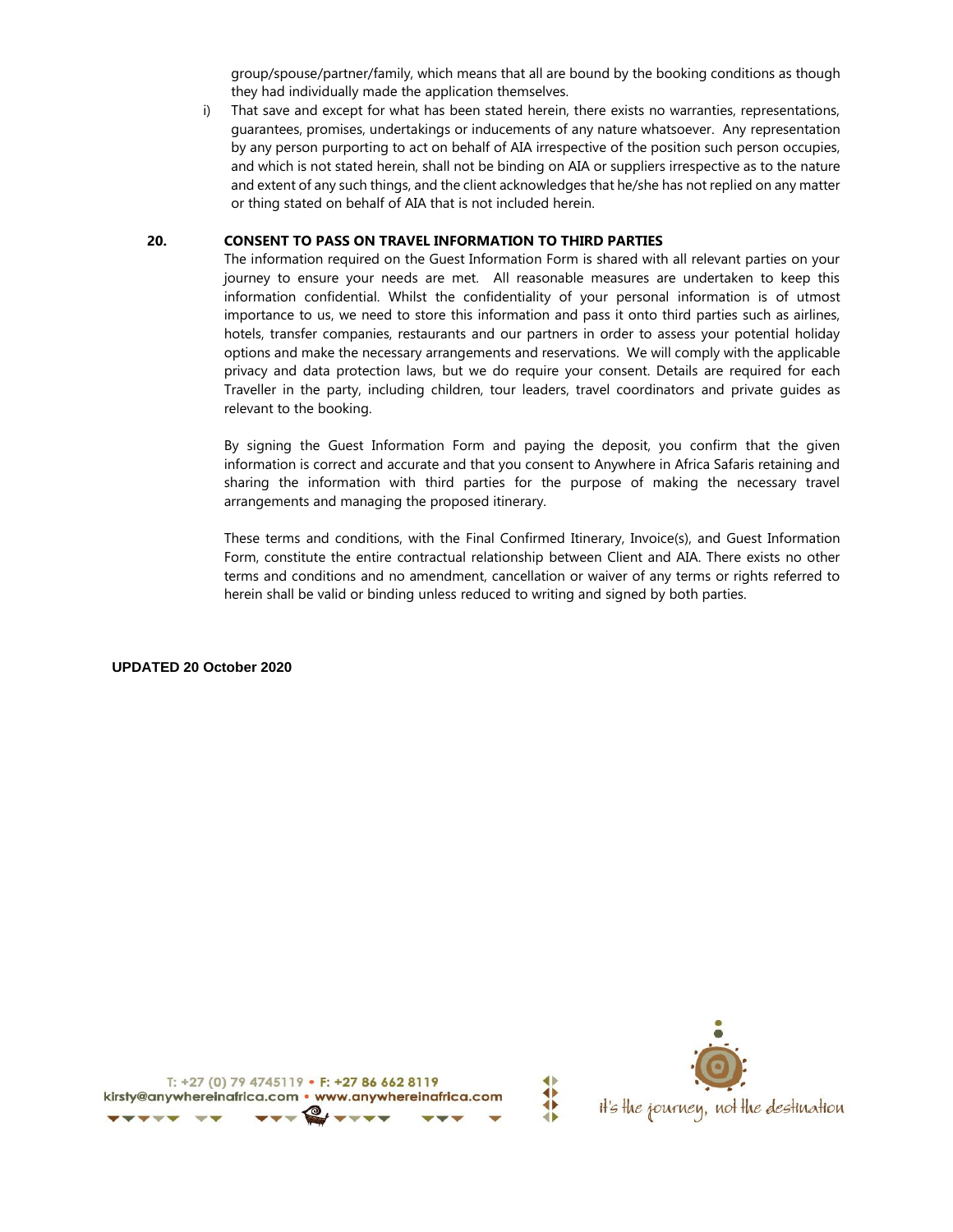group/spouse/partner/family, which means that all are bound by the booking conditions as though they had individually made the application themselves.

i) That save and except for what has been stated herein, there exists no warranties, representations, guarantees, promises, undertakings or inducements of any nature whatsoever. Any representation by any person purporting to act on behalf of AIA irrespective of the position such person occupies, and which is not stated herein, shall not be binding on AIA or suppliers irrespective as to the nature and extent of any such things, and the client acknowledges that he/she has not replied on any matter or thing stated on behalf of AIA that is not included herein.

**20. CONSENT TO PASS ON TRAVEL INFORMATION TO THIRD PARTIES**

The information required on the Guest Information Form is shared with all relevant parties on your journey to ensure your needs are met. All reasonable measures are undertaken to keep this information confidential. Whilst the confidentiality of your personal information is of utmost importance to us, we need to store this information and pass it onto third parties such as airlines, hotels, transfer companies, restaurants and our partners in order to assess your potential holiday options and make the necessary arrangements and reservations. We will comply with the applicable privacy and data protection laws, but we do require your consent. Details are required for each Traveller in the party, including children, tour leaders, travel coordinators and private guides as relevant to the booking.

By signing the Guest Information Form and paying the deposit, you confirm that the given information is correct and accurate and that you consent to Anywhere in Africa Safaris retaining and sharing the information with third parties for the purpose of making the necessary travel arrangements and managing the proposed itinerary.

These terms and conditions, with the Final Confirmed Itinerary, Invoice(s), and Guest Information Form, constitute the entire contractual relationship between Client and AIA. There exists no other terms and conditions and no amendment, cancellation or waiver of any terms or rights referred to herein shall be valid or binding unless reduced to writing and signed by both parties.

**UPDATED 20 October 2020**